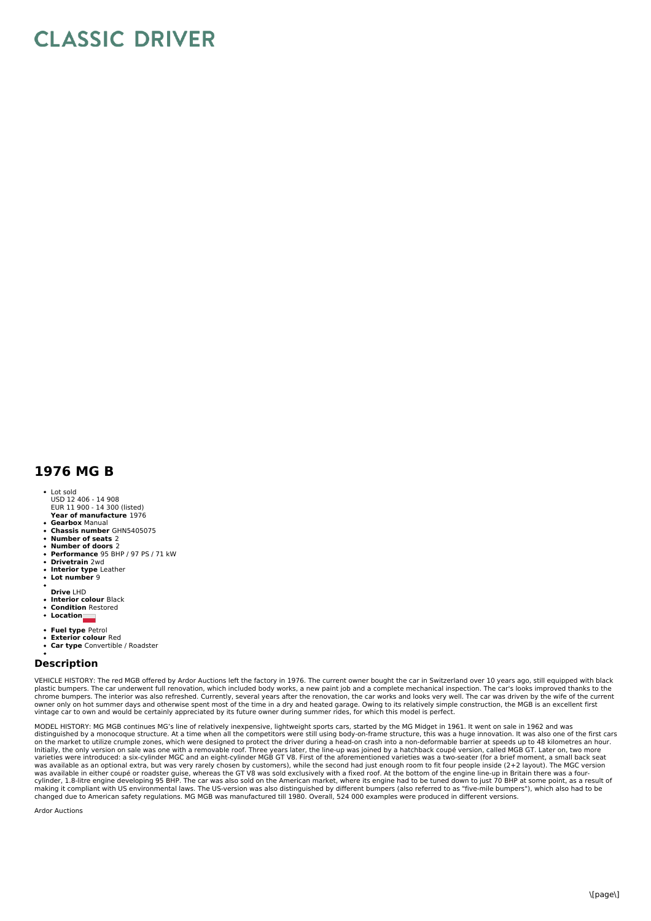# CLASSIC DRIVER

## 1976 MG B

- Lot sold
  USD 12 406 - 14 908
  EUR 11 900 - 14 300 (listed)
  **Year of manufacture** 1976
- **Gearbox** Manual
- **Chassis number** GHN5405075
- **Number of seats** 2
- **Number of doors** 2
- **Performance** 95 BHP / 97 PS / 71 kW
- **Drivetrain** 2wd
- **Interior type** Leather
- **Lot number** 9
- **Drive** LHD
- **Interior colour** Black
- **Condition** Restored
- **Location**
- **Fuel type** Petrol
- **Exterior colour** Red
- **Car type** Convertible / Roadster

## Description

VEHICLE HISTORY: The red MGB offered by Ardor Auctions left the factory in 1976. The current owner bought the car in Switzerland over 10 years ago, still equipped with black plastic bumpers. The car underwent full renovation, which included body works, a new paint job and a complete mechanical inspection. The car's looks improved thanks to the chrome bumpers. The interior was also refreshed. Currently, several years after the renovation, the car works and looks very well. The car was driven by the wife of the current owner only on hot summer days and otherwise spent most of the time in a dry and heated garage. Owing to its relatively simple construction, the MGB is an excellent first vintage car to own and would be certainly appreciated by its future owner during summer rides, for which this model is perfect.

MODEL HISTORY: MG MGB continues MG's line of relatively inexpensive, lightweight sports cars, started by the MG Midget in 1961. It went on sale in 1962 and was distinguished by a monocoque structure. At a time when all the competitors were still using body-on-frame structure, this was a huge innovation. It was also one of the first cars on the market to utilize crumple zones, which were designed to protect the driver during a head-on crash into a non-deformable barrier at speeds up to 48 kilometres an hour. Initially, the only version on sale was one with a removable roof. Three years later, the line-up was joined by a hatchback coupé version, called MGB GT. Later on, two more varieties were introduced: a six-cylinder MGC and an eight-cylinder MGB GT V8. First of the aforementioned varieties was a two-seater (for a brief moment, a small back seat was available as an optional extra, but was very rarely chosen by customers), while the second had just enough room to fit four people inside (2+2 layout). The MGC version was available in either coupé or roadster guise, whereas the GT V8 was sold exclusively with a fixed roof. At the bottom of the engine line-up in Britain there was a four-cylinder, 1.8-litre engine developing 95 BHP. The car was also sold on the American market, where its engine had to be tuned down to just 70 BHP at some point, as a result of making it compliant with US environmental laws. The US-version was also distinguished by different bumpers (also referred to as "five-mile bumpers"), which also had to be changed due to American safety regulations. MG MGB was manufactured till 1980. Overall, 524 000 examples were produced in different versions.

Ardor Auctions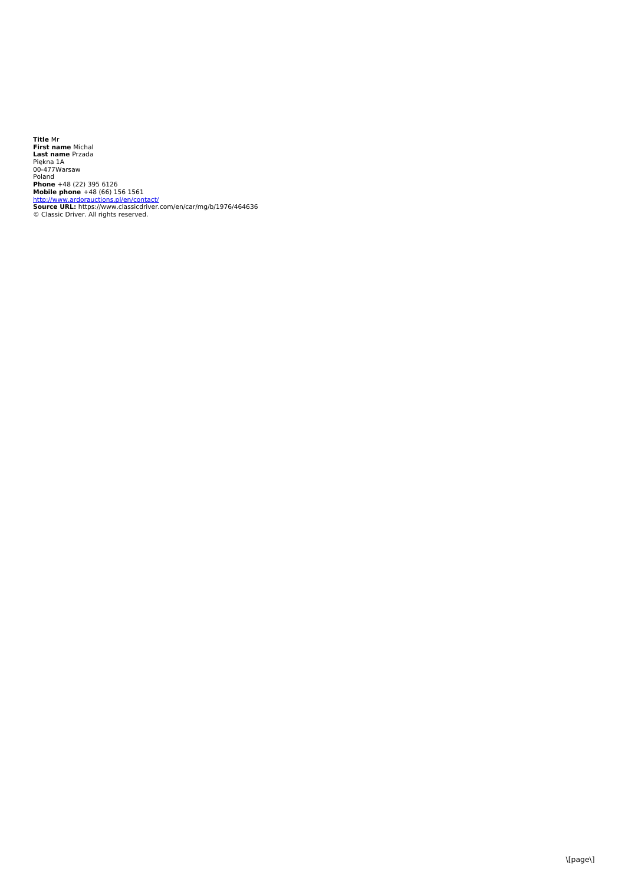**Title** Mr
**First name** Michal
**Last name** Przada
Piękna 1A
00-477Warsaw
Poland
**Phone** +48 (22) 395 6126
**Mobile phone** +48 (66) 156 1561
http://www.ardorauctions.pl/en/contact/
**Source URL:** https://www.classicdriver.com/en/car/mg/b/1976/464636
© Classic Driver. All rights reserved.